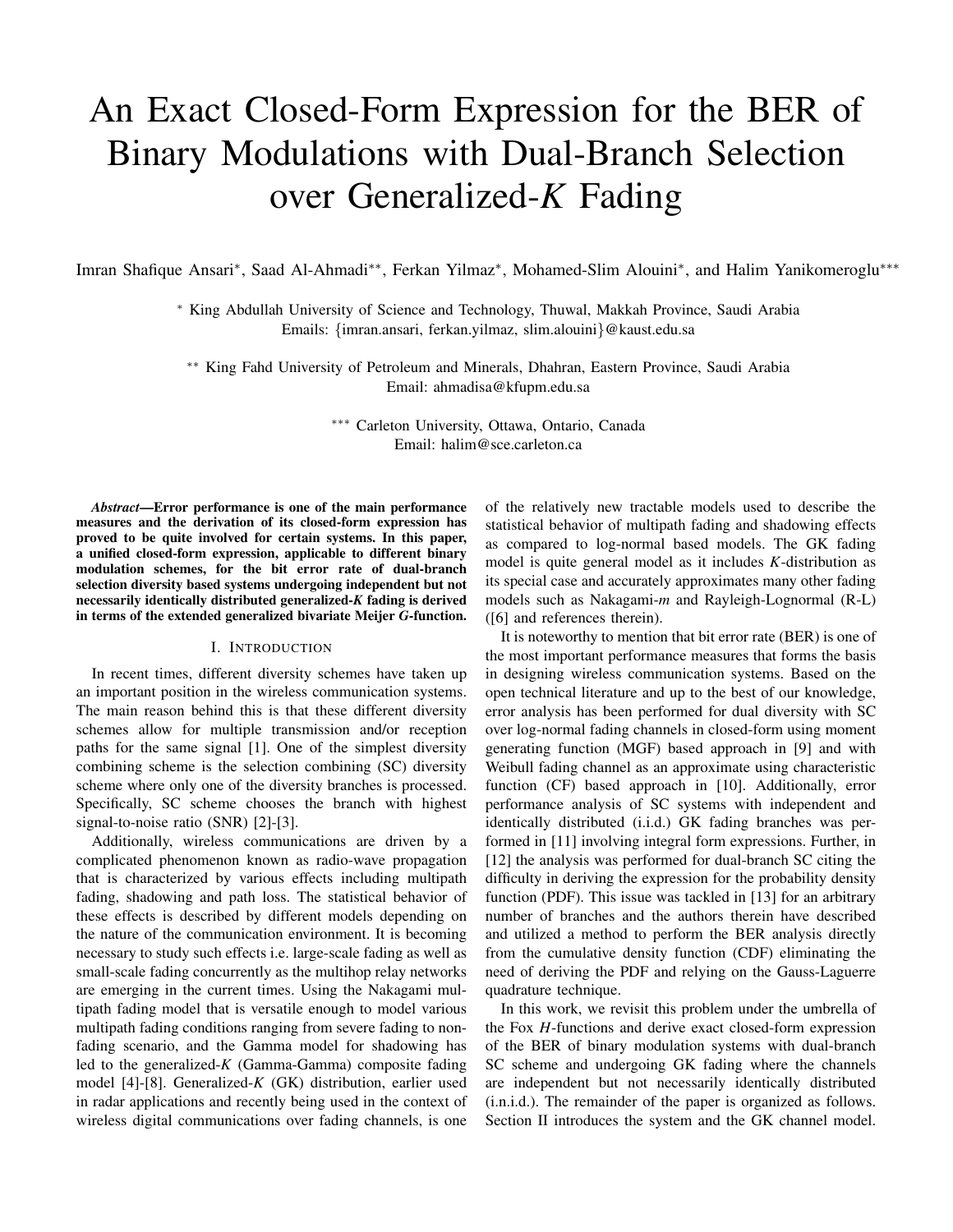# An Exact Closed-Form Expression for the BER of Binary Modulations with Dual-Branch Selection over Generalized-*K* Fading

Imran Shafique Ansari*, Saad Al-Ahmadi**, Ferkan Yilmaz*, Mohamed-Slim Alouini*, and Halim Yanikomeroglu***

\* King Abdullah University of Science and Technology, Thuwal, Makkah Province, Saudi Arabia
Emails: {imran.ansari, ferkan.yilmaz, slim.alouini}@kaust.edu.sa

\*\* King Fahd University of Petroleum and Minerals, Dhahran, Eastern Province, Saudi Arabia
Email: ahmadisa@kfupm.edu.sa

\*\*\* Carleton University, Ottawa, Ontario, Canada
Email: halim@sce.carleton.ca

***Abstract*—Error performance is one of the main performance measures and the derivation of its closed-form expression has proved to be quite involved for certain systems. In this paper, a unified closed-form expression, applicable to different binary modulation schemes, for the bit error rate of dual-branch selection diversity based systems undergoing independent but not necessarily identically distributed generalized-*K* fading is derived in terms of the extended generalized bivariate Meijer *G*-function.**

## I. Introduction

In recent times, different diversity schemes have taken up an important position in the wireless communication systems. The main reason behind this is that these different diversity schemes allow for multiple transmission and/or reception paths for the same signal [1]. One of the simplest diversity combining scheme is the selection combining (SC) diversity scheme where only one of the diversity branches is processed. Specifically, SC scheme chooses the branch with highest signal-to-noise ratio (SNR) [2]-[3].

Additionally, wireless communications are driven by a complicated phenomenon known as radio-wave propagation that is characterized by various effects including multipath fading, shadowing and path loss. The statistical behavior of these effects is described by different models depending on the nature of the communication environment. It is becoming necessary to study such effects i.e. large-scale fading as well as small-scale fading concurrently as the multihop relay networks are emerging in the current times. Using the Nakagami multipath fading model that is versatile enough to model various multipath fading conditions ranging from severe fading to non-fading scenario, and the Gamma model for shadowing has led to the generalized-*K* (Gamma-Gamma) composite fading model [4]-[8]. Generalized-*K* (GK) distribution, earlier used in radar applications and recently being used in the context of wireless digital communications over fading channels, is one of the relatively new tractable models used to describe the statistical behavior of multipath fading and shadowing effects as compared to log-normal based models. The GK fading model is quite general model as it includes *K*-distribution as its special case and accurately approximates many other fading models such as Nakagami-*m* and Rayleigh-Lognormal (R-L) ([6] and references therein).

It is noteworthy to mention that bit error rate (BER) is one of the most important performance measures that forms the basis in designing wireless communication systems. Based on the open technical literature and up to the best of our knowledge, error analysis has been performed for dual diversity with SC over log-normal fading channels in closed-form using moment generating function (MGF) based approach in [9] and with Weibull fading channel as an approximate using characteristic function (CF) based approach in [10]. Additionally, error performance analysis of SC systems with independent and identically distributed (i.i.d.) GK fading branches was performed in [11] involving integral form expressions. Further, in [12] the analysis was performed for dual-branch SC citing the difficulty in deriving the expression for the probability density function (PDF). This issue was tackled in [13] for an arbitrary number of branches and the authors therein have described and utilized a method to perform the BER analysis directly from the cumulative density function (CDF) eliminating the need of deriving the PDF and relying on the Gauss-Laguerre quadrature technique.

In this work, we revisit this problem under the umbrella of the Fox *H*-functions and derive exact closed-form expression of the BER of binary modulation systems with dual-branch SC scheme and undergoing GK fading where the channels are independent but not necessarily identically distributed (i.n.i.d.). The remainder of the paper is organized as follows. Section II introduces the system and the GK channel model.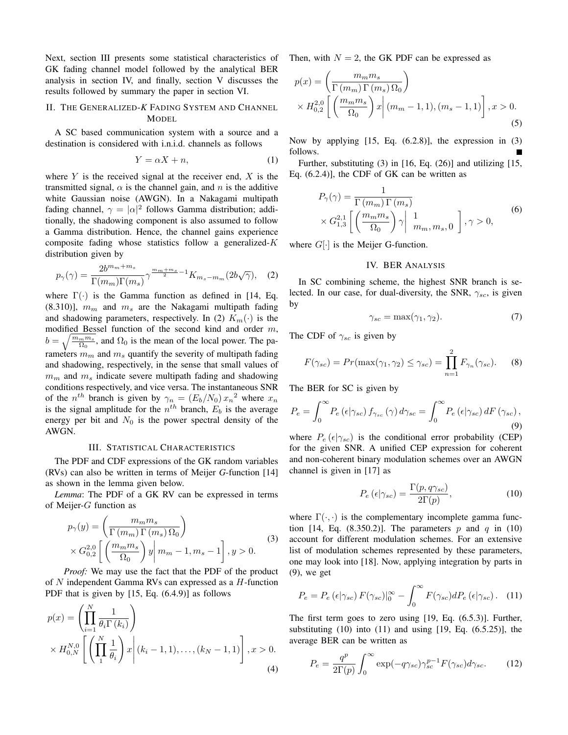Next, section III presents some statistical characteristics of GK fading channel model followed by the analytical BER analysis in section IV, and finally, section V discusses the results followed by summary the paper in section VI.

## II. The Generalized-$K$ Fading System and Channel Model

A SC based communication system with a source and a destination is considered with i.n.i.d. channels as follows

$$Y = \alpha X + n, \tag{1}$$

where $Y$ is the received signal at the receiver end, $X$ is the transmitted signal, $\alpha$ is the channel gain, and $n$ is the additive white Gaussian noise (AWGN). In a Nakagami multipath fading channel, $\gamma = |\alpha|^2$ follows Gamma distribution; additionally, the shadowing component is also assumed to follow a Gamma distribution. Hence, the channel gains experience composite fading whose statistics follow a generalized-$K$ distribution given by

$$p_\gamma(\gamma) = \frac{2b^{m_m+m_s}}{\Gamma(m_m)\Gamma(m_s)} \gamma^{\frac{m_m+m_s}{2}-1} K_{m_s-m_m}(2b\sqrt{\gamma}), \tag{2}$$

where $\Gamma(\cdot)$ is the Gamma function as defined in [14, Eq. (8.310)], $m_m$ and $m_s$ are the Nakagami multipath fading and shadowing parameters, respectively. In (2) $K_m(\cdot)$ is the modified Bessel function of the second kind and order $m$, $b = \sqrt{\frac{m_m m_s}{\Omega_0}}$, and $\Omega_0$ is the mean of the local power. The parameters $m_m$ and $m_s$ quantify the severity of multipath fading and shadowing, respectively, in the sense that small values of $m_m$ and $m_s$ indicate severe multipath fading and shadowing conditions respectively, and vice versa. The instantaneous SNR of the $n^{th}$ branch is given by $\gamma_n = (E_b/N_0)\, {x_n}^2$ where $x_n$ is the signal amplitude for the $n^{th}$ branch, $E_b$ is the average energy per bit and $N_0$ is the power spectral density of the AWGN.

## III. Statistical Characteristics

The PDF and CDF expressions of the GK random variables (RVs) can also be written in terms of Meijer $G$-function [14] as shown in the lemma given below.

*Lemma*: The PDF of a GK RV can be expressed in terms of Meijer-$G$ function as

$$p_\gamma(y) = \left(\frac{m_m m_s}{\Gamma(m_m)\Gamma(m_s)\Omega_0}\right) \times G_{0,2}^{2,0}\left[\left(\frac{m_m m_s}{\Omega_0}\right) y \middle| m_m - 1, m_s - 1\right], y > 0. \tag{3}$$

*Proof:* We may use the fact that the PDF of the product of $N$ independent Gamma RVs can expressed as a $H$-function PDF that is given by [15, Eq. (6.4.9)] as follows

$$p(x) = \left(\prod_{i=1}^{N} \frac{1}{\theta_i \Gamma(k_i)}\right) \times H_{0,N}^{N,0}\left[\left(\prod_{1}^{N} \frac{1}{\theta_i}\right) x \middle| (k_i - 1, 1), \ldots, (k_N - 1, 1)\right], x > 0. \tag{4}$$

Then, with $N = 2$, the GK PDF can be expressed as

$$p(x) = \left(\frac{m_m m_s}{\Gamma(m_m)\Gamma(m_s)\Omega_0}\right) \times H_{0,2}^{2,0}\left[\left(\frac{m_m m_s}{\Omega_0}\right) x \middle| (m_m - 1, 1), (m_s - 1, 1)\right], x > 0. \tag{5}$$

Now by applying [15, Eq. (6.2.8)], the expression in (3) follows. ■

Further, substituting (3) in [16, Eq. (26)] and utilizing [15, Eq. (6.2.4)], the CDF of GK can be written as

$$P_\gamma(\gamma) = \frac{1}{\Gamma(m_m)\Gamma(m_s)} \times G_{1,3}^{2,1}\left[\left(\frac{m_m m_s}{\Omega_0}\right) \gamma \middle| \begin{matrix} 1 \\ m_m, m_s, 0 \end{matrix}\right], \gamma > 0, \tag{6}$$

where $G[\cdot]$ is the Meijer G-function.

## IV. BER Analysis

In SC combining scheme, the highest SNR branch is selected. In our case, for dual-diversity, the SNR, $\gamma_{sc}$, is given by

$$\gamma_{sc} = \max(\gamma_1, \gamma_2). \tag{7}$$

The CDF of $\gamma_{sc}$ is given by

$$F(\gamma_{sc}) = Pr(\max(\gamma_1, \gamma_2) \le \gamma_{sc}) = \prod_{n=1}^{2} F_{\gamma_n}(\gamma_{sc}). \tag{8}$$

The BER for SC is given by

$$P_e = \int_0^\infty P_e(\epsilon|\gamma_{sc}) f_{\gamma_{sc}}(\gamma)\, d\gamma_{sc} = \int_0^\infty P_e(\epsilon|\gamma_{sc})\, dF(\gamma_{sc}), \tag{9}$$

where $P_e(\epsilon|\gamma_{sc})$ is the conditional error probability (CEP) for the given SNR. A unified CEP expression for coherent and non-coherent binary modulation schemes over an AWGN channel is given in [17] as

$$P_e(\epsilon|\gamma_{sc}) = \frac{\Gamma(p, q\gamma_{sc})}{2\Gamma(p)}, \tag{10}$$

where $\Gamma(\cdot,\cdot)$ is the complementary incomplete gamma function [14, Eq. (8.350.2)]. The parameters $p$ and $q$ in (10) account for different modulation schemes. For an extensive list of modulation schemes represented by these parameters, one may look into [18]. Now, applying integration by parts in (9), we get

$$P_e = P_e(\epsilon|\gamma_{sc}) F(\gamma_{sc})\big|_0^\infty - \int_0^\infty F(\gamma_{sc}) dP_e(\epsilon|\gamma_{sc}). \tag{11}$$

The first term goes to zero using [19, Eq. (6.5.3)]. Further, substituting (10) into (11) and using [19, Eq. (6.5.25)], the average BER can be written as

$$P_e = \frac{q^p}{2\Gamma(p)} \int_0^\infty \exp(-q\gamma_{sc}) \gamma_{sc}^{p-1} F(\gamma_{sc}) d\gamma_{sc}. \tag{12}$$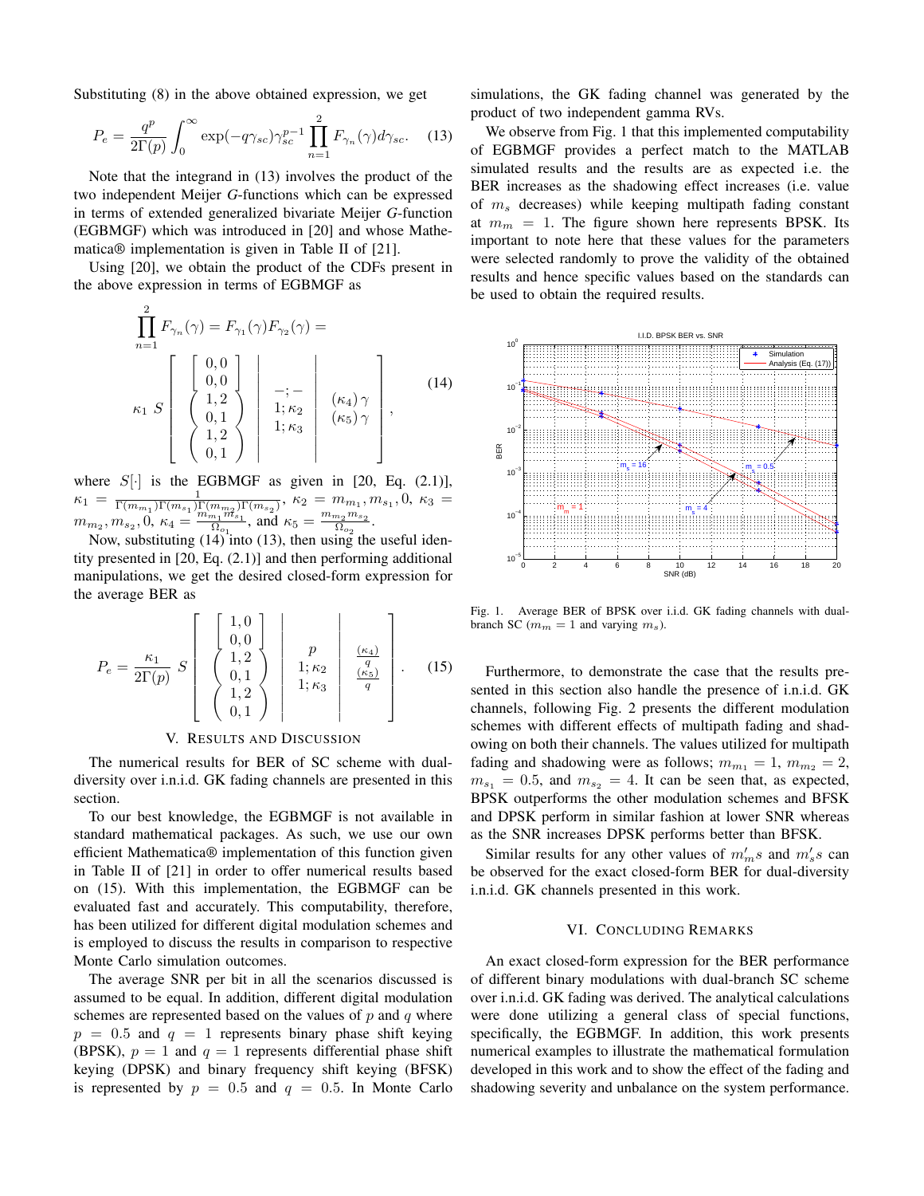Substituting (8) in the above obtained expression, we get

$$P_e = \frac{q^p}{2\Gamma(p)} \int_0^\infty \exp(-q\gamma_{sc})\gamma_{sc}^{p-1} \prod_{n=1}^{2} F_{\gamma_n}(\gamma) d\gamma_{sc}. \quad (13)$$

Note that the integrand in (13) involves the product of the two independent Meijer $G$-functions which can be expressed in terms of extended generalized bivariate Meijer $G$-function (EGBMGF) which was introduced in [20] and whose Mathematica® implementation is given in Table II of [21].

Using [20], we obtain the product of the CDFs present in the above expression in terms of EGBMGF as

$$\prod_{n=1}^{2} F_{\gamma_n}(\gamma) = F_{\gamma_1}(\gamma)F_{\gamma_2}(\gamma) = \kappa_1 \; S\left[ \begin{array}{c|c|c} \left[\begin{array}{c} 0,0 \\ 0,0 \end{array}\right] & & \\ \left(\begin{array}{c} 1,2 \\ 0,1 \end{array}\right) & \begin{array}{c} -;- \\ 1;\kappa_2 \\ 1;\kappa_3 \end{array} & \begin{array}{c} (\kappa_4)\,\gamma \\ (\kappa_5)\,\gamma \end{array} \\ \left(\begin{array}{c} 1,2 \\ 0,1 \end{array}\right) & & \end{array} \right], \quad (14)$$

where $S[\cdot]$ is the EGBMGF as given in [20, Eq. (2.1)], $\kappa_1 = \frac{1}{\Gamma(m_{m_1})\Gamma(m_{s_1})\Gamma(m_{m_2})\Gamma(m_{s_2})}$, $\kappa_2 = m_{m_1}, m_{s_1}, 0$, $\kappa_3 = m_{m_2}, m_{s_2}, 0$, $\kappa_4 = \frac{m_{m_1} m_{s_1}}{\Omega_{o_1}}$, and $\kappa_5 = \frac{m_{m_2} m_{s_2}}{\Omega_{o_2}}$.

Now, substituting (14) into (13), then using the useful identity presented in [20, Eq. (2.1)] and then performing additional manipulations, we get the desired closed-form expression for the average BER as

$$P_e = \frac{\kappa_1}{2\Gamma(p)} \; S\left[ \begin{array}{c|c|c} \left[\begin{array}{c} 1,0 \\ 0,0 \end{array}\right] & & \\ \left(\begin{array}{c} 1,2 \\ 0,1 \end{array}\right) & \begin{array}{c} p \\ 1;\kappa_2 \\ 1;\kappa_3 \end{array} & \begin{array}{c} \frac{(\kappa_4)}{q} \\ \frac{(\kappa_5)}{q} \end{array} \\ \left(\begin{array}{c} 1,2 \\ 0,1 \end{array}\right) & & \end{array} \right]. \quad (15)$$

## V. Results and Discussion

The numerical results for BER of SC scheme with dual-diversity over i.n.i.d. GK fading channels are presented in this section.

To our best knowledge, the EGBMGF is not available in standard mathematical packages. As such, we use our own efficient Mathematica® implementation of this function given in Table II of [21] in order to offer numerical results based on (15). With this implementation, the EGBMGF can be evaluated fast and accurately. This computability, therefore, has been utilized for different digital modulation schemes and is employed to discuss the results in comparison to respective Monte Carlo simulation outcomes.

The average SNR per bit in all the scenarios discussed is assumed to be equal. In addition, different digital modulation schemes are represented based on the values of $p$ and $q$ where $p = 0.5$ and $q = 1$ represents binary phase shift keying (BPSK), $p = 1$ and $q = 1$ represents differential phase shift keying (DPSK) and binary frequency shift keying (BFSK) is represented by $p = 0.5$ and $q = 0.5$. In Monte Carlo simulations, the GK fading channel was generated by the product of two independent gamma RVs.

We observe from Fig. 1 that this implemented computability of EGBMGF provides a perfect match to the MATLAB simulated results and the results are as expected i.e. the BER increases as the shadowing effect increases (i.e. value of $m_s$ decreases) while keeping multipath fading constant at $m_m = 1$. The figure shown here represents BPSK. Its important to note here that these values for the parameters were selected randomly to prove the validity of the obtained results and hence specific values based on the standards can be used to obtain the required results.

Fig. 1. Average BER of BPSK over i.i.d. GK fading channels with dual-branch SC ($m_m = 1$ and varying $m_s$).

Furthermore, to demonstrate the case that the results presented in this section also handle the presence of i.n.i.d. GK channels, following Fig. 2 presents the different modulation schemes with different effects of multipath fading and shadowing on both their channels. The values utilized for multipath fading and shadowing were as follows; $m_{m_1} = 1$, $m_{m_2} = 2$, $m_{s_1} = 0.5$, and $m_{s_2} = 4$. It can be seen that, as expected, BPSK outperforms the other modulation schemes and BFSK and DPSK perform in similar fashion at lower SNR whereas as the SNR increases DPSK performs better than BFSK.

Similar results for any other values of $m_m'$s and $m_s'$s can be observed for the exact closed-form BER for dual-diversity i.n.i.d. GK channels presented in this work.

## VI. Concluding Remarks

An exact closed-form expression for the BER performance of different binary modulations with dual-branch SC scheme over i.n.i.d. GK fading was derived. The analytical calculations were done utilizing a general class of special functions, specifically, the EGBMGF. In addition, this work presents numerical examples to illustrate the mathematical formulation developed in this work and to show the effect of the fading and shadowing severity and unbalance on the system performance.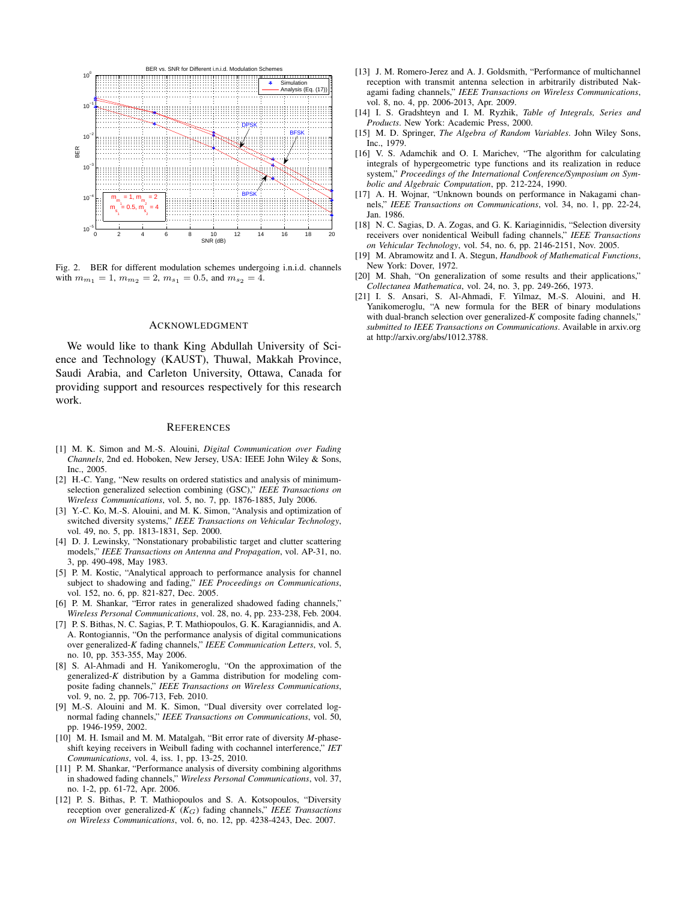BER vs. SNR for Different i.n.i.d. Modulation Schemes

BER

SNR (dB)

Simulation

Analysis (Eq. (17))

DPSK

BFSK

BPSK

$m_{m_1} = 1, m_{m_2} = 2$

$m_{s_1} = 0.5, m_{s_2} = 4$

$10^0$

$10^{-1}$

$10^{-2}$

$10^{-3}$

$10^{-4}$

$10^{-5}$

0 2 4 6 8 10 12 14 16 18 20

Fig. 2. BER for different modulation schemes undergoing i.n.i.d. channels with $m_{m_1} = 1$, $m_{m_2} = 2$, $m_{s_1} = 0.5$, and $m_{s_2} = 4$.

## ACKNOWLEDGMENT

We would like to thank King Abdullah University of Science and Technology (KAUST), Thuwal, Makkah Province, Saudi Arabia, and Carleton University, Ottawa, Canada for providing support and resources respectively for this research work.

## REFERENCES

[1] M. K. Simon and M.-S. Alouini, *Digital Communication over Fading Channels*, 2nd ed. Hoboken, New Jersey, USA: IEEE John Wiley & Sons, Inc., 2005.

[2] H.-C. Yang, "New results on ordered statistics and analysis of minimum-selection generalized selection combining (GSC)," *IEEE Transactions on Wireless Communications*, vol. 5, no. 7, pp. 1876-1885, July 2006.

[3] Y.-C. Ko, M.-S. Alouini, and M. K. Simon, "Analysis and optimization of switched diversity systems," *IEEE Transactions on Vehicular Technology*, vol. 49, no. 5, pp. 1813-1831, Sep. 2000.

[4] D. J. Lewinsky, "Nonstationary probabilistic target and clutter scattering models," *IEEE Transactions on Antenna and Propagation*, vol. AP-31, no. 3, pp. 490-498, May 1983.

[5] P. M. Kostic, "Analytical approach to performance analysis for channel subject to shadowing and fading," *IEE Proceedings on Communications*, vol. 152, no. 6, pp. 821-827, Dec. 2005.

[6] P. M. Shankar, "Error rates in generalized shadowed fading channels," *Wireless Personal Communications*, vol. 28, no. 4, pp. 233-238, Feb. 2004.

[7] P. S. Bithas, N. C. Sagias, P. T. Mathiopoulos, G. K. Karagiannidis, and A. A. Rontogiannis, "On the performance analysis of digital communications over generalized-*K* fading channels," *IEEE Communication Letters*, vol. 5, no. 10, pp. 353-355, May 2006.

[8] S. Al-Ahmadi and H. Yanikomeroglu, "On the approximation of the generalized-*K* distribution by a Gamma distribution for modeling composite fading channels," *IEEE Transactions on Wireless Communications*, vol. 9, no. 2, pp. 706-713, Feb. 2010.

[9] M.-S. Alouini and M. K. Simon, "Dual diversity over correlated log-normal fading channels," *IEEE Transactions on Communications*, vol. 50, pp. 1946-1959, 2002.

[10] M. H. Ismail and M. M. Matalgah, "Bit error rate of diversity *M*-phase-shift keying receivers in Weibull fading with cochannel interference," *IET Communications*, vol. 4, iss. 1, pp. 13-25, 2010.

[11] P. M. Shankar, "Performance analysis of diversity combining algorithms in shadowed fading channels," *Wireless Personal Communications*, vol. 37, no. 1-2, pp. 61-72, Apr. 2006.

[12] P. S. Bithas, P. T. Mathiopoulos and S. A. Kotsopoulos, "Diversity reception over generalized-*K* ($K_G$) fading channels," *IEEE Transactions on Wireless Communications*, vol. 6, no. 12, pp. 4238-4243, Dec. 2007.

[13] J. M. Romero-Jerez and A. J. Goldsmith, "Performance of multichannel reception with transmit antenna selection in arbitrarily distributed Nakagami fading channels," *IEEE Transactions on Wireless Communications*, vol. 8, no. 4, pp. 2006-2013, Apr. 2009.

[14] I. S. Gradshteyn and I. M. Ryzhik, *Table of Integrals, Series and Products*. New York: Academic Press, 2000.

[15] M. D. Springer, *The Algebra of Random Variables*. John Wiley Sons, Inc., 1979.

[16] V. S. Adamchik and O. I. Marichev, "The algorithm for calculating integrals of hypergeometric type functions and its realization in reduce system," *Proceedings of the International Conference/Symposium on Symbolic and Algebraic Computation*, pp. 212-224, 1990.

[17] A. H. Wojnar, "Unknown bounds on performance in Nakagami channels," *IEEE Transactions on Communications*, vol. 34, no. 1, pp. 22-24, Jan. 1986.

[18] N. C. Sagias, D. A. Zogas, and G. K. Kariagiannidis, "Selection diversity receivers over nonidentical Weibull fading channels," *IEEE Transactions on Vehicular Technology*, vol. 54, no. 6, pp. 2146-2151, Nov. 2005.

[19] M. Abramowitz and I. A. Stegun, *Handbook of Mathematical Functions*, New York: Dover, 1972.

[20] M. Shah, "On generalization of some results and their applications," *Collectanea Mathematica*, vol. 24, no. 3, pp. 249-266, 1973.

[21] I. S. Ansari, S. Al-Ahmadi, F. Yilmaz, M.-S. Alouini, and H. Yanikomeroglu, "A new formula for the BER of binary modulations with dual-branch selection over generalized-*K* composite fading channels," *submitted to IEEE Transactions on Communications*. Available in arxiv.org at http://arxiv.org/abs/1012.3788.